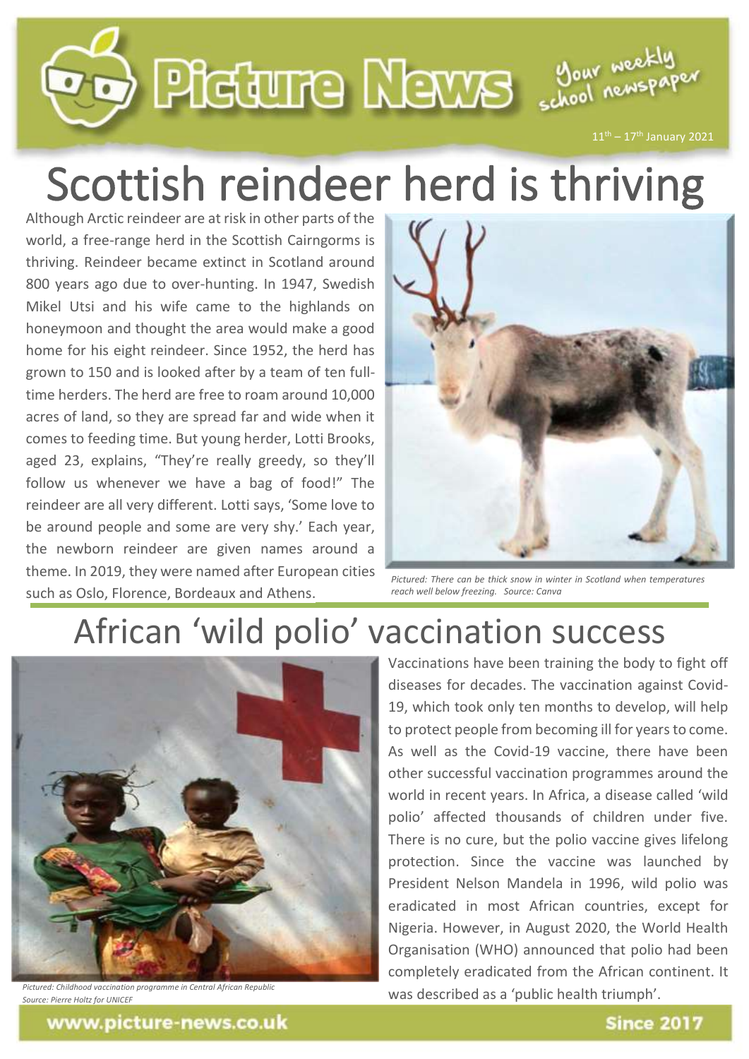# Picture News

Your weekly school newspaper

11th – 17th January 2021

# Scottish reindeer herd is thriving

Although Arctic reindeer are at risk in other parts of the world, a free-range herd in the Scottish Cairngorms is thriving. Reindeer became extinct in Scotland around 800 years ago due to over-hunting. In 1947, Swedish Mikel Utsi and his wife came to the highlands on honeymoon and thought the area would make a good home for his eight reindeer. Since 1952, the herd has grown to 150 and is looked after by a team of ten full-time herders. The herd are free to roam around 10,000 acres of land, so they are spread far and wide when it comes to feeding time. But young herder, Lotti Brooks, aged 23, explains, "They're really greedy, so they'll follow us whenever we have a bag of food!" The reindeer are all very different. Lotti says, 'Some love to be around people and some are very shy.' Each year, the newborn reindeer are given names around a theme. In 2019, they were named after European cities such as Oslo, Florence, Bordeaux and Athens.

*Pictured: There can be thick snow in winter in Scotland when temperatures reach well below freezing. Source: Canva*

# African 'wild polio' vaccination success

*Pictured: Childhood vaccination programme in Central African Republic Source: Pierre Holtz for UNICEF*

Vaccinations have been training the body to fight off diseases for decades. The vaccination against Covid-19, which took only ten months to develop, will help to protect people from becoming ill for years to come. As well as the Covid-19 vaccine, there have been other successful vaccination programmes around the world in recent years. In Africa, a disease called 'wild polio' affected thousands of children under five. There is no cure, but the polio vaccine gives lifelong protection. Since the vaccine was launched by President Nelson Mandela in 1996, wild polio was eradicated in most African countries, except for Nigeria. However, in August 2020, the World Health Organisation (WHO) announced that polio had been completely eradicated from the African continent. It was described as a 'public health triumph'.

www.picture-news.co.uk

Since 2017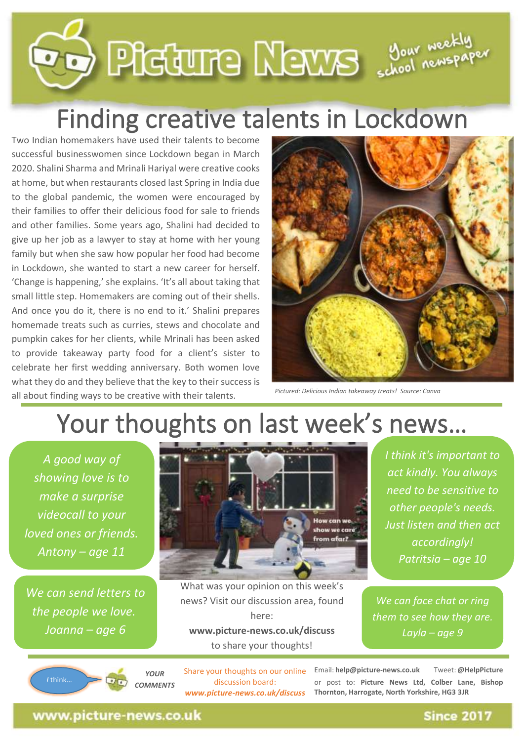# Picture News

Your weekly school newspaper

## Finding creative talents in Lockdown

Two Indian homemakers have used their talents to become successful businesswomen since Lockdown began in March 2020. Shalini Sharma and Mrinali Hariyal were creative cooks at home, but when restaurants closed last Spring in India due to the global pandemic, the women were encouraged by their families to offer their delicious food for sale to friends and other families. Some years ago, Shalini had decided to give up her job as a lawyer to stay at home with her young family but when she saw how popular her food had become in Lockdown, she wanted to start a new career for herself. 'Change is happening,' she explains. 'It's all about taking that small little step. Homemakers are coming out of their shells. And once you do it, there is no end to it.' Shalini prepares homemade treats such as curries, stews and chocolate and pumpkin cakes for her clients, while Mrinali has been asked to provide takeaway party food for a client's sister to celebrate her first wedding anniversary. Both women love what they do and they believe that the key to their success is all about finding ways to be creative with their talents.

*Pictured: Delicious Indian takeaway treats! Source: Canva*

## Your thoughts on last week's news…

*A good way of showing love is to make a surprise videocall to your loved ones or friends. Antony – age 11*

*We can send letters to the people we love. Joanna – age 6*

How can we show we care from afar?

What was your opinion on this week's news? Visit our discussion area, found here: **www.picture-news.co.uk/discuss** to share your thoughts!

*I think it's important to act kindly. You always need to be sensitive to other people's needs. Just listen and then act accordingly! Patritsia – age 10*

*We can face chat or ring them to see how they are. Layla – age 9*

I think…

*YOUR COMMENTS*

Share your thoughts on our online discussion board: ***www.picture-news.co.uk/discuss***

Email: **help@picture-news.co.uk** Tweet: **@HelpPicture**

or post to: **Picture News Ltd, Colber Lane, Bishop Thornton, Harrogate, North Yorkshire, HG3 3JR**

www.picture-news.co.uk

Since 2017